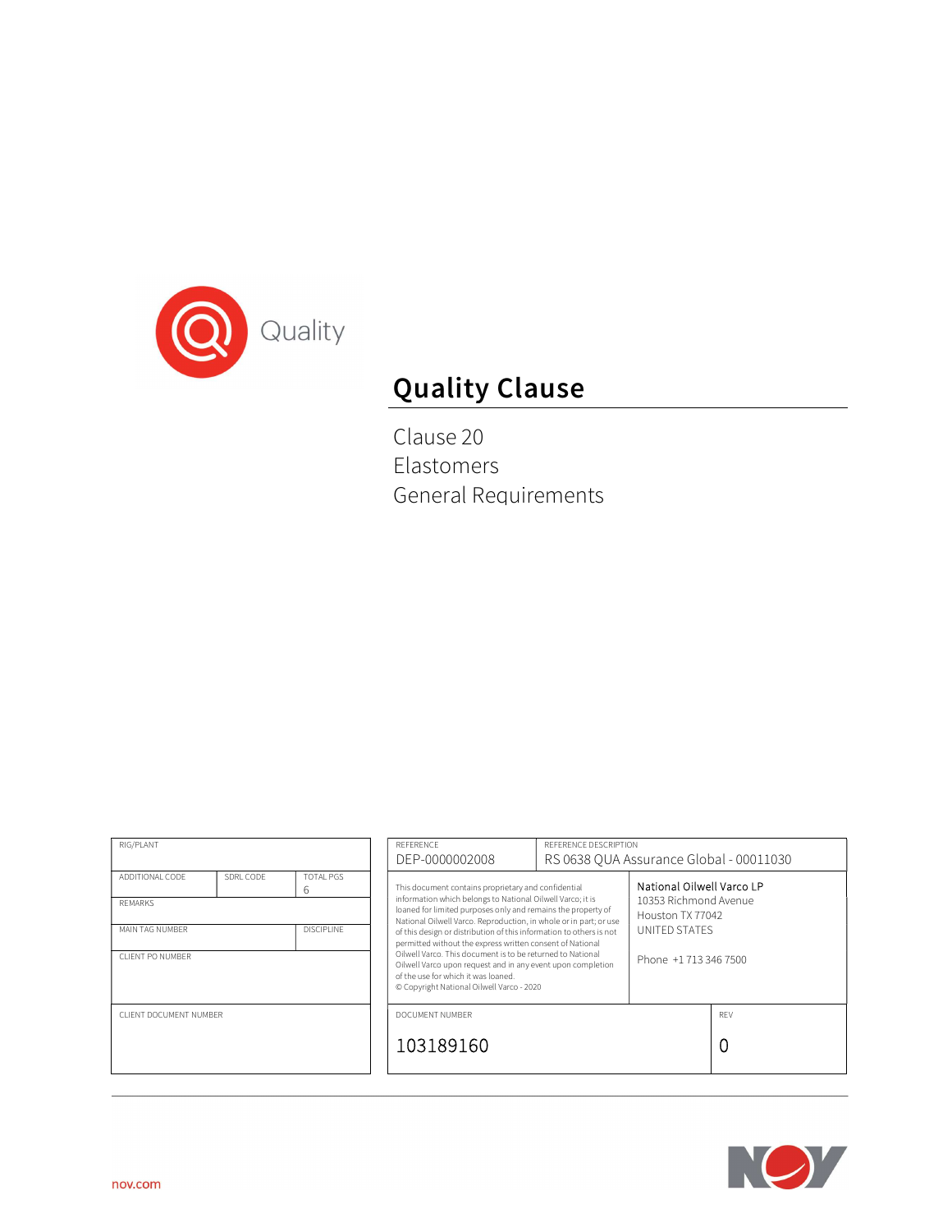Quality

# Quality Clause

Clause 20
Elastomers
General Requirements

| RIG/PLANT | | |
|---|---|---|
| ADDITIONAL CODE | SDRL CODE | TOTAL PGS 6 |
| REMARKS | | |
| MAIN TAG NUMBER | | DISCIPLINE |
| CLIENT PO NUMBER | | |
| CLIENT DOCUMENT NUMBER | | |

| REFERENCE | REFERENCE DESCRIPTION |
|---|---|
| DEP-0000002008 | RS 0638 QUA Assurance Global - 00011030 |

This document contains proprietary and confidential information which belongs to National Oilwell Varco; it is loaned for limited purposes only and remains the property of National Oilwell Varco. Reproduction, in whole or in part; or use of this design or distribution of this information to others is not permitted without the express written consent of National Oilwell Varco. This document is to be returned to National Oilwell Varco upon request and in any event upon completion of the use for which it was loaned.
© Copyright National Oilwell Varco - 2020

National Oilwell Varco LP
10353 Richmond Avenue
Houston TX 77042
UNITED STATES

Phone +1 713 346 7500

| DOCUMENT NUMBER | REV |
|---|---|
| 103189160 | 0 |

nov.com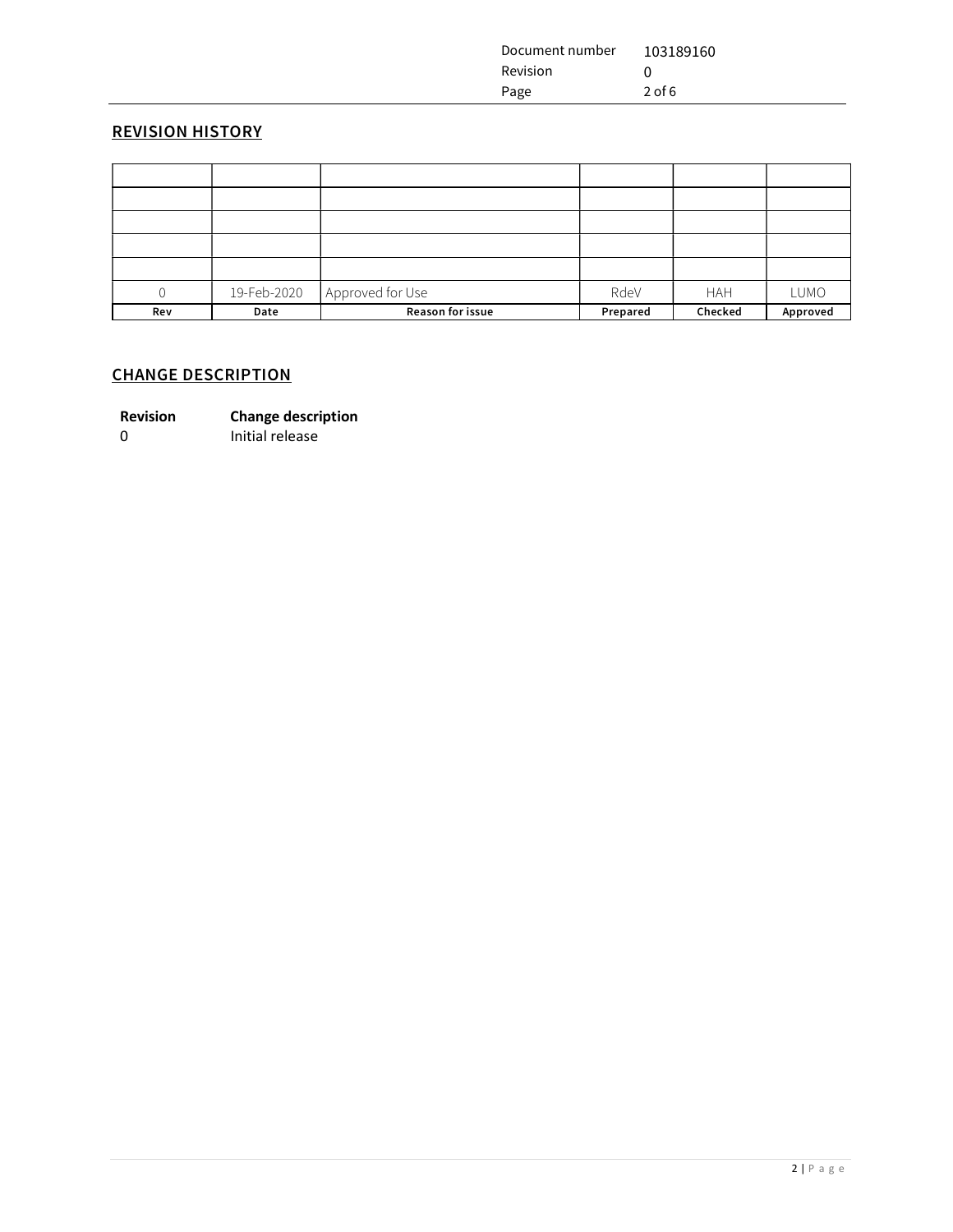## REVISION HISTORY

| | | | | | |
|---|---|---|---|---|---|
| | | | | | |
| | | | | | |
| | | | | | |
| | | | | | |
| | | | | | |
| 0 | 19-Feb-2020 | Approved for Use | RdeV | HAH | LUMO |
| **Rev** | **Date** | **Reason for issue** | **Prepared** | **Checked** | **Approved** |

## CHANGE DESCRIPTION

| **Revision** | **Change description** |
|---|---|
| 0 | Initial release |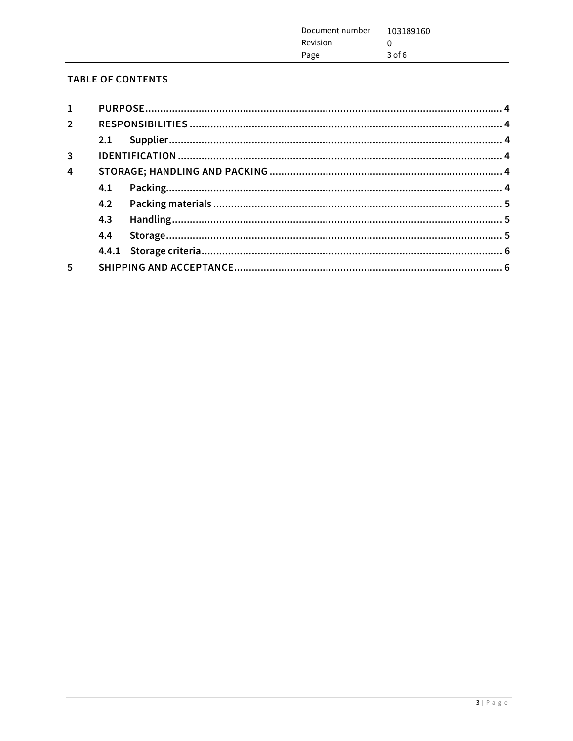## TABLE OF CONTENTS

| | | |
|---|---|---|
| 1 | PURPOSE | 4 |
| 2 | RESPONSIBILITIES | 4 |
| 2.1 | Supplier | 4 |
| 3 | IDENTIFICATION | 4 |
| 4 | STORAGE; HANDLING AND PACKING | 4 |
| 4.1 | Packing | 4 |
| 4.2 | Packing materials | 5 |
| 4.3 | Handling | 5 |
| 4.4 | Storage | 5 |
| 4.4.1 | Storage criteria | 6 |
| 5 | SHIPPING AND ACCEPTANCE | 6 |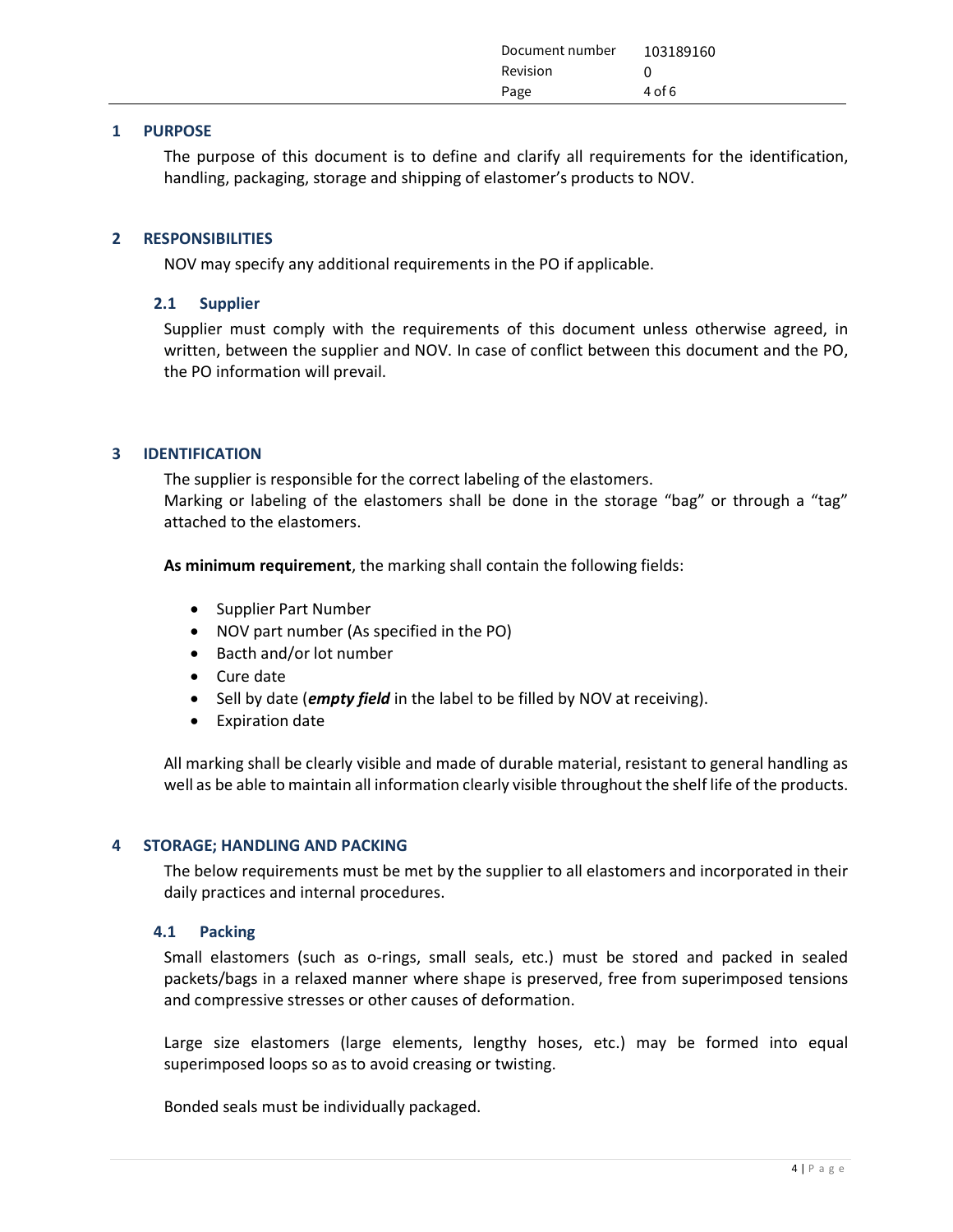## 1 PURPOSE

The purpose of this document is to define and clarify all requirements for the identification, handling, packaging, storage and shipping of elastomer's products to NOV.

## 2 RESPONSIBILITIES

NOV may specify any additional requirements in the PO if applicable.

### 2.1 Supplier

Supplier must comply with the requirements of this document unless otherwise agreed, in written, between the supplier and NOV. In case of conflict between this document and the PO, the PO information will prevail.

## 3 IDENTIFICATION

The supplier is responsible for the correct labeling of the elastomers.
Marking or labeling of the elastomers shall be done in the storage "bag" or through a "tag" attached to the elastomers.

**As minimum requirement**, the marking shall contain the following fields:

- Supplier Part Number
- NOV part number (As specified in the PO)
- Bacth and/or lot number
- Cure date
- Sell by date (***empty field*** in the label to be filled by NOV at receiving).
- Expiration date

All marking shall be clearly visible and made of durable material, resistant to general handling as well as be able to maintain all information clearly visible throughout the shelf life of the products.

## 4 STORAGE; HANDLING AND PACKING

The below requirements must be met by the supplier to all elastomers and incorporated in their daily practices and internal procedures.

### 4.1 Packing

Small elastomers (such as o-rings, small seals, etc.) must be stored and packed in sealed packets/bags in a relaxed manner where shape is preserved, free from superimposed tensions and compressive stresses or other causes of deformation.

Large size elastomers (large elements, lengthy hoses, etc.) may be formed into equal superimposed loops so as to avoid creasing or twisting.

Bonded seals must be individually packaged.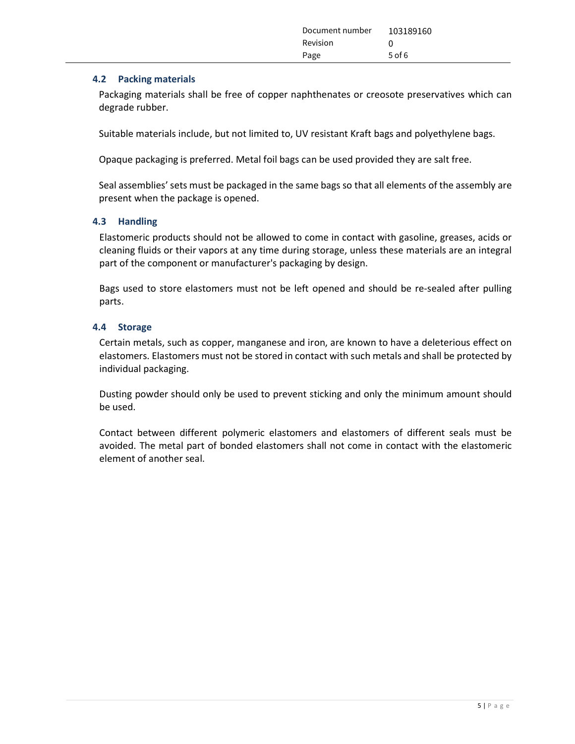## 4.2 Packing materials

Packaging materials shall be free of copper naphthenates or creosote preservatives which can degrade rubber.

Suitable materials include, but not limited to, UV resistant Kraft bags and polyethylene bags.

Opaque packaging is preferred. Metal foil bags can be used provided they are salt free.

Seal assemblies' sets must be packaged in the same bags so that all elements of the assembly are present when the package is opened.

## 4.3 Handling

Elastomeric products should not be allowed to come in contact with gasoline, greases, acids or cleaning fluids or their vapors at any time during storage, unless these materials are an integral part of the component or manufacturer's packaging by design.

Bags used to store elastomers must not be left opened and should be re-sealed after pulling parts.

## 4.4 Storage

Certain metals, such as copper, manganese and iron, are known to have a deleterious effect on elastomers. Elastomers must not be stored in contact with such metals and shall be protected by individual packaging.

Dusting powder should only be used to prevent sticking and only the minimum amount should be used.

Contact between different polymeric elastomers and elastomers of different seals must be avoided. The metal part of bonded elastomers shall not come in contact with the elastomeric element of another seal.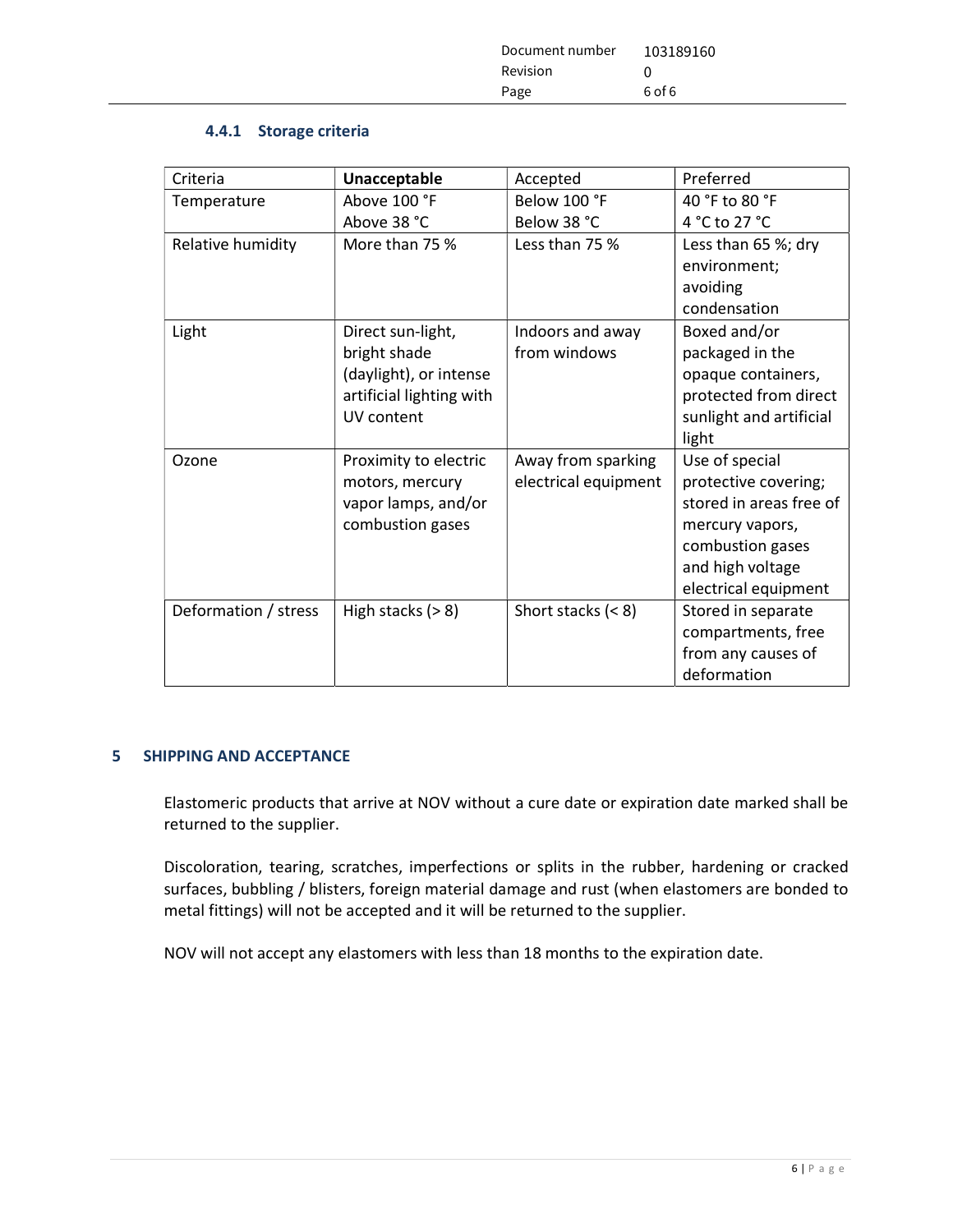#### 4.4.1 Storage criteria

| Criteria | **Unacceptable** | Accepted | Preferred |
|---|---|---|---|
| Temperature | Above 100 °F<br>Above 38 °C | Below 100 °F<br>Below 38 °C | 40 °F to 80 °F<br>4 °C to 27 °C |
| Relative humidity | More than 75 % | Less than 75 % | Less than 65 %; dry environment; avoiding condensation |
| Light | Direct sun-light, bright shade (daylight), or intense artificial lighting with UV content | Indoors and away from windows | Boxed and/or packaged in the opaque containers, protected from direct sunlight and artificial light |
| Ozone | Proximity to electric motors, mercury vapor lamps, and/or combustion gases | Away from sparking electrical equipment | Use of special protective covering; stored in areas free of mercury vapors, combustion gases and high voltage electrical equipment |
| Deformation / stress | High stacks (> 8) | Short stacks (< 8) | Stored in separate compartments, free from any causes of deformation |

## 5 SHIPPING AND ACCEPTANCE

Elastomeric products that arrive at NOV without a cure date or expiration date marked shall be returned to the supplier.

Discoloration, tearing, scratches, imperfections or splits in the rubber, hardening or cracked surfaces, bubbling / blisters, foreign material damage and rust (when elastomers are bonded to metal fittings) will not be accepted and it will be returned to the supplier.

NOV will not accept any elastomers with less than 18 months to the expiration date.